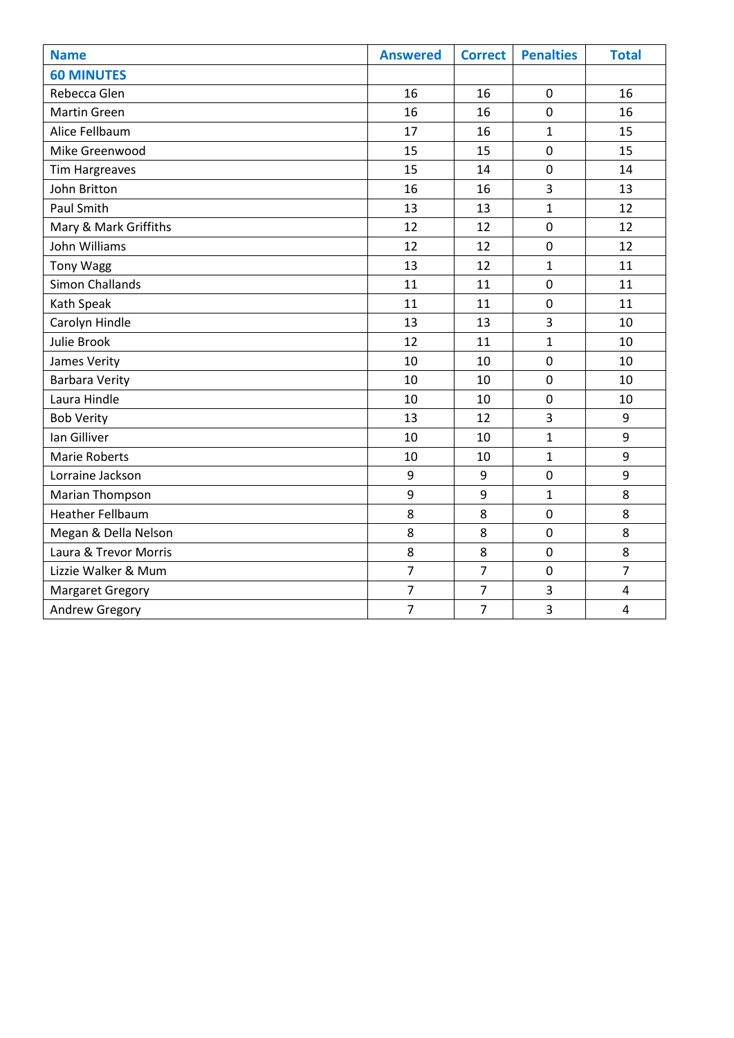| Name | Answered | Correct | Penalties | Total |
|---|---|---|---|---|
| **60 MINUTES** | | | | |
| Rebecca Glen | 16 | 16 | 0 | 16 |
| Martin Green | 16 | 16 | 0 | 16 |
| Alice Fellbaum | 17 | 16 | 1 | 15 |
| Mike Greenwood | 15 | 15 | 0 | 15 |
| Tim Hargreaves | 15 | 14 | 0 | 14 |
| John Britton | 16 | 16 | 3 | 13 |
| Paul Smith | 13 | 13 | 1 | 12 |
| Mary & Mark Griffiths | 12 | 12 | 0 | 12 |
| John Williams | 12 | 12 | 0 | 12 |
| Tony Wagg | 13 | 12 | 1 | 11 |
| Simon Challands | 11 | 11 | 0 | 11 |
| Kath Speak | 11 | 11 | 0 | 11 |
| Carolyn Hindle | 13 | 13 | 3 | 10 |
| Julie Brook | 12 | 11 | 1 | 10 |
| James Verity | 10 | 10 | 0 | 10 |
| Barbara Verity | 10 | 10 | 0 | 10 |
| Laura Hindle | 10 | 10 | 0 | 10 |
| Bob Verity | 13 | 12 | 3 | 9 |
| Ian Gilliver | 10 | 10 | 1 | 9 |
| Marie Roberts | 10 | 10 | 1 | 9 |
| Lorraine Jackson | 9 | 9 | 0 | 9 |
| Marian Thompson | 9 | 9 | 1 | 8 |
| Heather Fellbaum | 8 | 8 | 0 | 8 |
| Megan & Della Nelson | 8 | 8 | 0 | 8 |
| Laura & Trevor Morris | 8 | 8 | 0 | 8 |
| Lizzie Walker & Mum | 7 | 7 | 0 | 7 |
| Margaret Gregory | 7 | 7 | 3 | 4 |
| Andrew Gregory | 7 | 7 | 3 | 4 |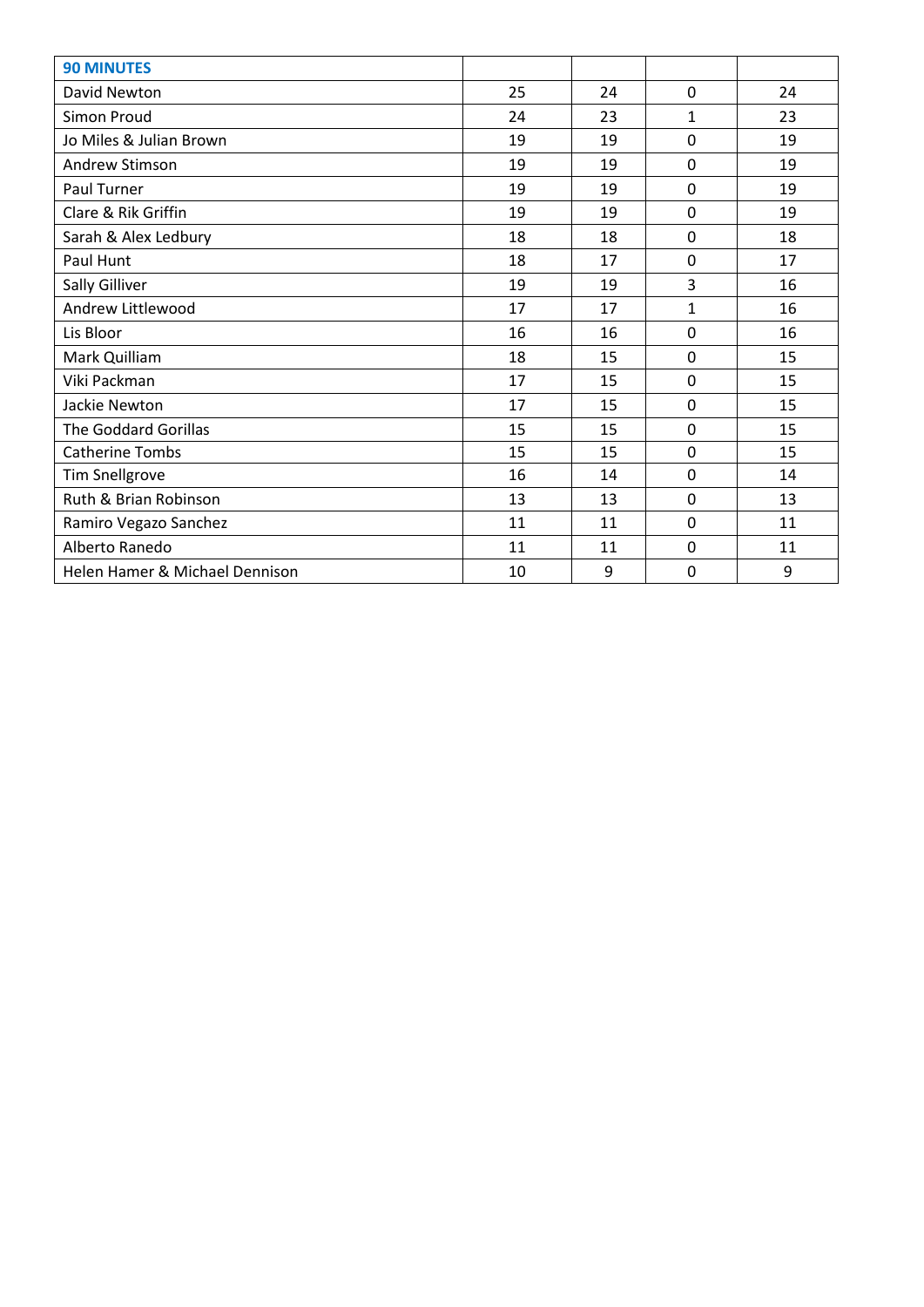| 90 MINUTES | | | | |
|---|---|---|---|---|
| David Newton | 25 | 24 | 0 | 24 |
| Simon Proud | 24 | 23 | 1 | 23 |
| Jo Miles & Julian Brown | 19 | 19 | 0 | 19 |
| Andrew Stimson | 19 | 19 | 0 | 19 |
| Paul Turner | 19 | 19 | 0 | 19 |
| Clare & Rik Griffin | 19 | 19 | 0 | 19 |
| Sarah & Alex Ledbury | 18 | 18 | 0 | 18 |
| Paul Hunt | 18 | 17 | 0 | 17 |
| Sally Gilliver | 19 | 19 | 3 | 16 |
| Andrew Littlewood | 17 | 17 | 1 | 16 |
| Lis Bloor | 16 | 16 | 0 | 16 |
| Mark Quilliam | 18 | 15 | 0 | 15 |
| Viki Packman | 17 | 15 | 0 | 15 |
| Jackie Newton | 17 | 15 | 0 | 15 |
| The Goddard Gorillas | 15 | 15 | 0 | 15 |
| Catherine Tombs | 15 | 15 | 0 | 15 |
| Tim Snellgrove | 16 | 14 | 0 | 14 |
| Ruth & Brian Robinson | 13 | 13 | 0 | 13 |
| Ramiro Vegazo Sanchez | 11 | 11 | 0 | 11 |
| Alberto Ranedo | 11 | 11 | 0 | 11 |
| Helen Hamer & Michael Dennison | 10 | 9 | 0 | 9 |